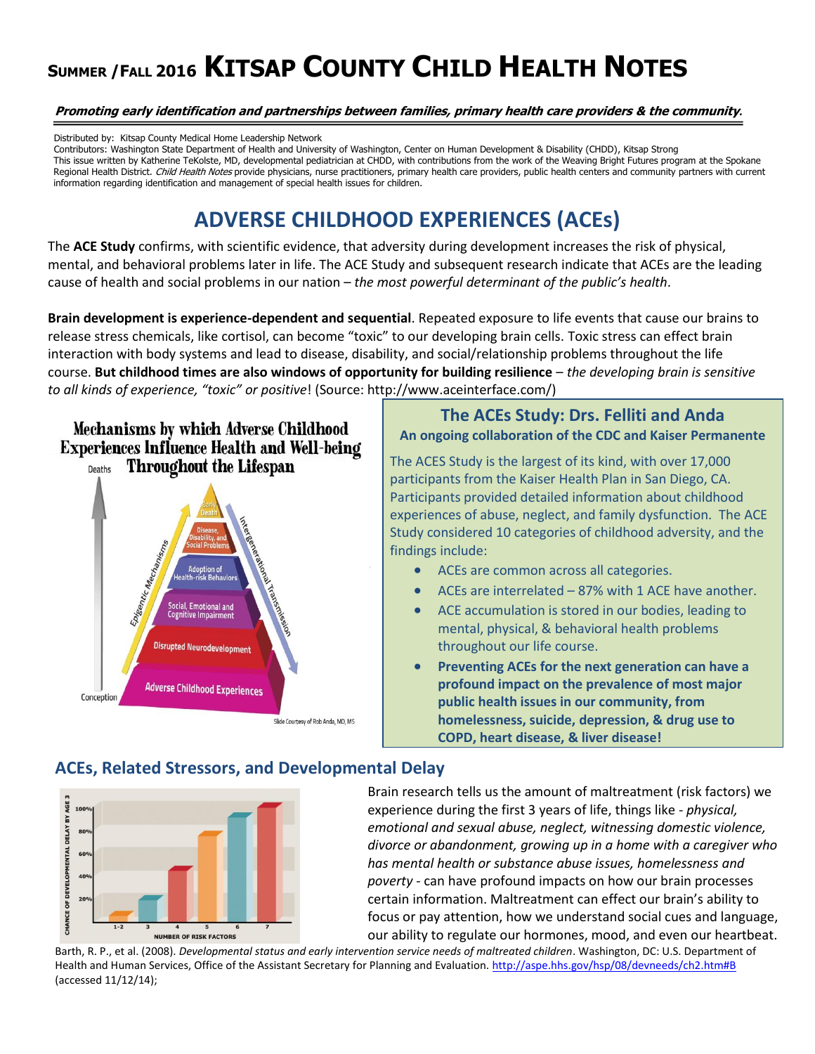# SUMMER / FALL 2016 KITSAP COUNTY CHILD HEALTH NOTES

***Promoting early identification and partnerships between families, primary health care providers & the community.***

Distributed by: Kitsap County Medical Home Leadership Network
Contributors: Washington State Department of Health and University of Washington, Center on Human Development & Disability (CHDD), Kitsap Strong
This issue written by Katherine TeKolste, MD, developmental pediatrician at CHDD, with contributions from the work of the Weaving Bright Futures program at the Spokane Regional Health District. *Child Health Notes* provide physicians, nurse practitioners, primary health care providers, public health centers and community partners with current information regarding identification and management of special health issues for children.

## ADVERSE CHILDHOOD EXPERIENCES (ACEs)

The **ACE Study** confirms, with scientific evidence, that adversity during development increases the risk of physical, mental, and behavioral problems later in life. The ACE Study and subsequent research indicate that ACEs are the leading cause of health and social problems in our nation – *the most powerful determinant of the public's health*.

**Brain development is experience-dependent and sequential**. Repeated exposure to life events that cause our brains to release stress chemicals, like cortisol, can become "toxic" to our developing brain cells. Toxic stress can effect brain interaction with body systems and lead to disease, disability, and social/relationship problems throughout the life course. **But childhood times are also windows of opportunity for building resilience** – *the developing brain is sensitive to all kinds of experience, "toxic" or positive*! (Source: http://www.aceinterface.com/)

**Mechanisms by which Adverse Childhood Experiences Influence Health and Well-being Throughout the Lifespan**

(Pyramid, from Conception to Deaths: Adverse Childhood Experiences; Disrupted Neurodevelopment; Social, Emotional and Cognitive Impairment; Adoption of Health-risk Behaviors; Disease, Disability, and Social Problems; Early Death. Side labels: Epigenetic Mechanisms; Intergenerational Transmission.)

Slide Courtesy of Rob Anda, MD, MS

### The ACEs Study: Drs. Felliti and Anda
**An ongoing collaboration of the CDC and Kaiser Permanente**

The ACES Study is the largest of its kind, with over 17,000 participants from the Kaiser Health Plan in San Diego, CA. Participants provided detailed information about childhood experiences of abuse, neglect, and family dysfunction. The ACE Study considered 10 categories of childhood adversity, and the findings include:

- ACEs are common across all categories.
- ACEs are interrelated – 87% with 1 ACE have another.
- ACE accumulation is stored in our bodies, leading to mental, physical, & behavioral health problems throughout our life course.
- **Preventing ACEs for the next generation can have a profound impact on the prevalence of most major public health issues in our community, from homelessness, suicide, depression, & drug use to COPD, heart disease, & liver disease!**

### ACEs, Related Stressors, and Developmental Delay

(Bar chart: Chance of developmental delay by age 3 vs. number of risk factors: 1-2, 3, 4, 5, 6, 7.)

Brain research tells us the amount of maltreatment (risk factors) we experience during the first 3 years of life, things like - *physical, emotional and sexual abuse, neglect, witnessing domestic violence, divorce or abandonment, growing up in a home with a caregiver who has mental health or substance abuse issues, homelessness and poverty* - can have profound impacts on how our brain processes certain information. Maltreatment can effect our brain's ability to focus or pay attention, how we understand social cues and language, our ability to regulate our hormones, mood, and even our heartbeat.

Barth, R. P., et al. (2008). *Developmental status and early intervention service needs of maltreated children*. Washington, DC: U.S. Department of Health and Human Services, Office of the Assistant Secretary for Planning and Evaluation. http://aspe.hhs.gov/hsp/08/devneeds/ch2.htm#B (accessed 11/12/14);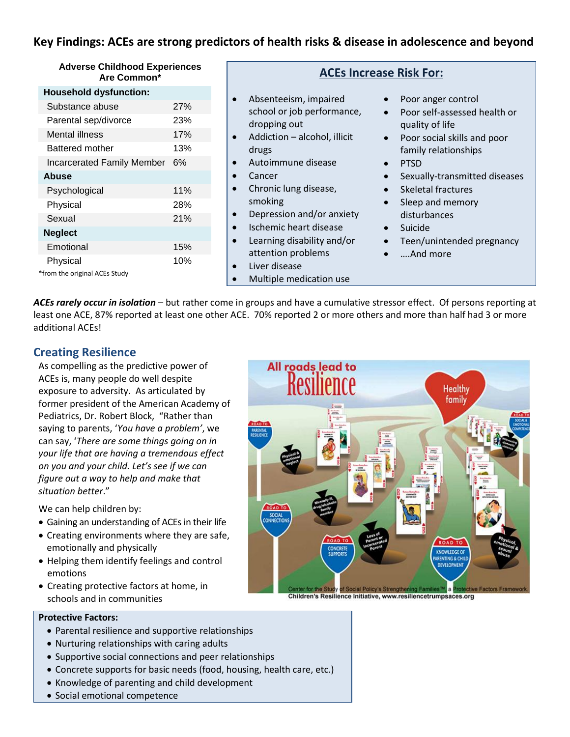## Key Findings: ACEs are strong predictors of health risks & disease in adolescence and beyond

**Adverse Childhood Experiences Are Common***

| Household dysfunction: | |
|---|---|
| Substance abuse | 27% |
| Parental sep/divorce | 23% |
| Mental illness | 17% |
| Battered mother | 13% |
| Incarcerated Family Member | 6% |
| **Abuse** | |
| Psychological | 11% |
| Physical | 28% |
| Sexual | 21% |
| **Neglect** | |
| Emotional | 15% |
| Physical | 10% |

*from the original ACEs Study

### ACEs Increase Risk For:

- Absenteeism, impaired school or job performance, dropping out
- Addiction – alcohol, illicit drugs
- Autoimmune disease
- Cancer
- Chronic lung disease, smoking
- Depression and/or anxiety
- Ischemic heart disease
- Learning disability and/or attention problems
- Liver disease
- Multiple medication use
- Poor anger control
- Poor self-assessed health or quality of life
- Poor social skills and poor family relationships
- PTSD
- Sexually-transmitted diseases
- Skeletal fractures
- Sleep and memory disturbances
- Suicide
- Teen/unintended pregnancy
- ….And more

***ACEs rarely occur in isolation*** – but rather come in groups and have a cumulative stressor effect. Of persons reporting at least one ACE, 87% reported at least one other ACE. 70% reported 2 or more others and more than half had 3 or more additional ACEs!

## Creating Resilience

As compelling as the predictive power of ACEs is, many people do well despite exposure to adversity. As articulated by former president of the American Academy of Pediatrics, Dr. Robert Block, "Rather than saying to parents, '*You have a problem*', we can say, '*There are some things going on in your life that are having a tremendous effect on you and your child. Let's see if we can figure out a way to help and make that situation better*."

We can help children by:

- Gaining an understanding of ACEs in their life
- Creating environments where they are safe, emotionally and physically
- Helping them identify feelings and control emotions
- Creating protective factors at home, in schools and in communities

Children's Resilience Initiative, www.resiliencetrumpsaces.org

**Protective Factors:**

- Parental resilience and supportive relationships
- Nurturing relationships with caring adults
- Supportive social connections and peer relationships
- Concrete supports for basic needs (food, housing, health care, etc.)
- Knowledge of parenting and child development
- Social emotional competence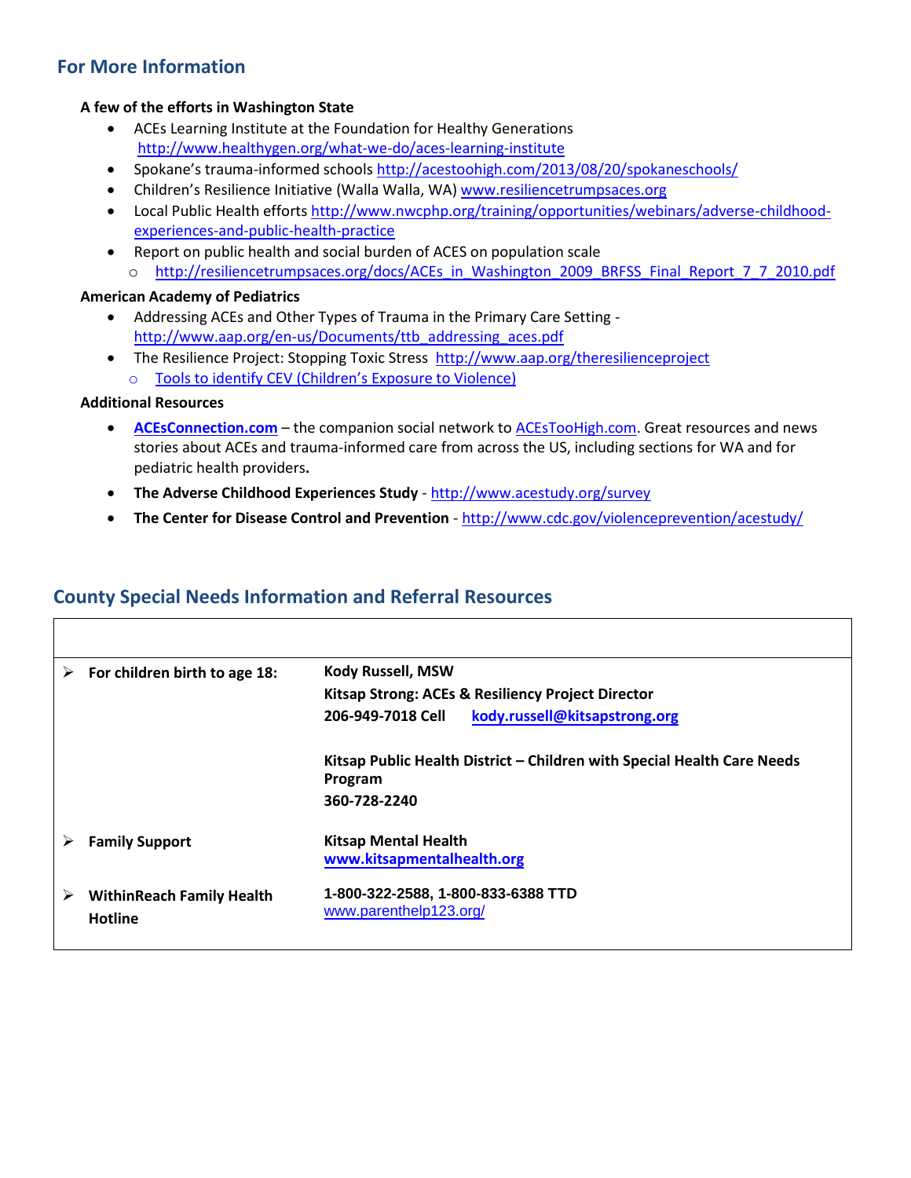## For More Information

**A few of the efforts in Washington State**

- ACEs Learning Institute at the Foundation for Healthy Generations http://www.healthygen.org/what-we-do/aces-learning-institute
- Spokane's trauma-informed schools http://acestoohigh.com/2013/08/20/spokaneschools/
- Children's Resilience Initiative (Walla Walla, WA) www.resiliencetrumpsaces.org
- Local Public Health efforts http://www.nwcphp.org/training/opportunities/webinars/adverse-childhood-experiences-and-public-health-practice
- Report on public health and social burden of ACES on population scale
  - http://resiliencetrumpsaces.org/docs/ACEs_in_Washington_2009_BRFSS_Final_Report_7_7_2010.pdf

**American Academy of Pediatrics**

- Addressing ACEs and Other Types of Trauma in the Primary Care Setting - http://www.aap.org/en-us/Documents/ttb_addressing_aces.pdf
- The Resilience Project: Stopping Toxic Stress http://www.aap.org/theresilienceproject
  - Tools to identify CEV (Children's Exposure to Violence)

**Additional Resources**

- **ACEsConnection.com** – the companion social network to ACEsTooHigh.com. Great resources and news stories about ACEs and trauma-informed care from across the US, including sections for WA and for pediatric health providers**.**
- **The Adverse Childhood Experiences Study** - http://www.acestudy.org/survey
- **The Center for Disease Control and Prevention** - http://www.cdc.gov/violenceprevention/acestudy/

## County Special Needs Information and Referral Resources

| | |
|---|---|
| **For children birth to age 18:** | **Kody Russell, MSW**<br>**Kitsap Strong: ACEs & Resiliency Project Director**<br>**206-949-7018 Cell** **kody.russell@kitsapstrong.org**<br><br>**Kitsap Public Health District – Children with Special Health Care Needs Program**<br>**360-728-2240** |
| **Family Support** | **Kitsap Mental Health**<br>**www.kitsapmentalhealth.org** |
| **WithinReach Family Health Hotline** | **1-800-322-2588, 1-800-833-6388 TTD**<br>www.parenthelp123.org/ |